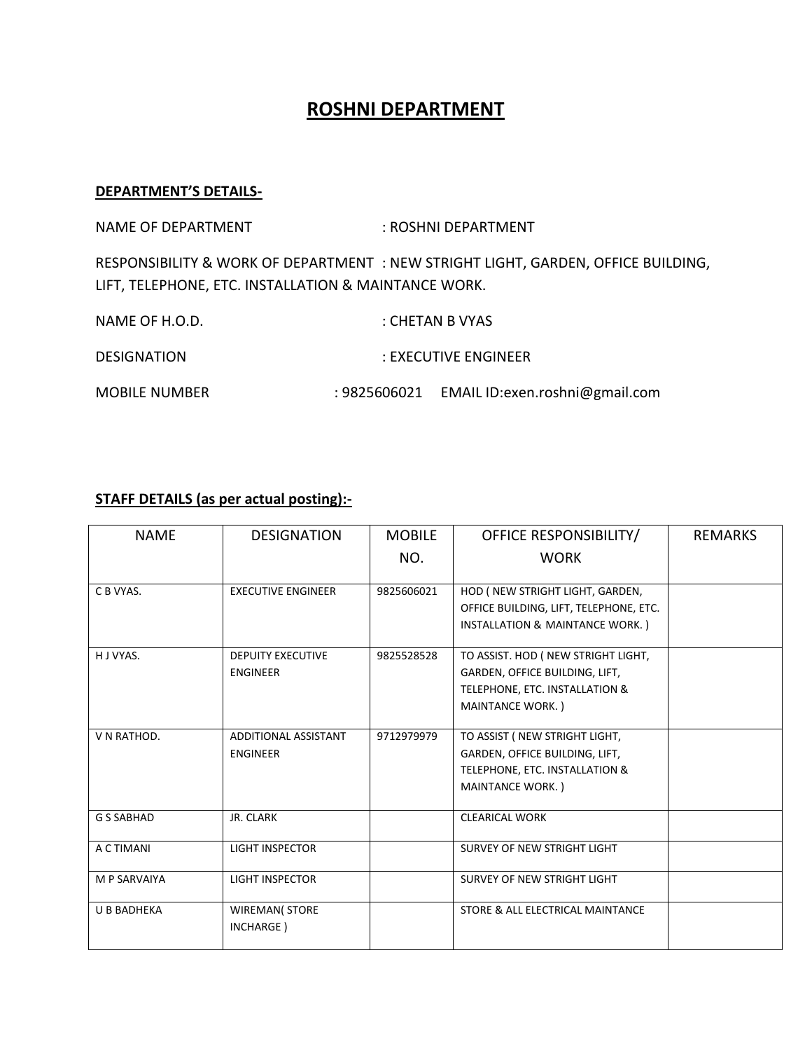# ROSHNI DEPARTMENT

**DEPARTMENT'S DETAILS-**

NAME OF DEPARTMENT : ROSHNI DEPARTMENT

RESPONSIBILITY & WORK OF DEPARTMENT : NEW STRIGHT LIGHT, GARDEN, OFFICE BUILDING, LIFT, TELEPHONE, ETC. INSTALLATION & MAINTANCE WORK.

NAME OF H.O.D. : CHETAN B VYAS

DESIGNATION : EXECUTIVE ENGINEER

MOBILE NUMBER : 9825606021 EMAIL ID:exen.roshni@gmail.com

**STAFF DETAILS (as per actual posting):-**

| NAME | DESIGNATION | MOBILE NO. | OFFICE RESPONSIBILITY/ WORK | REMARKS |
|---|---|---|---|---|
| C B VYAS. | EXECUTIVE ENGINEER | 9825606021 | HOD ( NEW STRIGHT LIGHT, GARDEN, OFFICE BUILDING, LIFT, TELEPHONE, ETC. INSTALLATION & MAINTANCE WORK. ) | |
| H J VYAS. | DEPUITY EXECUTIVE ENGINEER | 9825528528 | TO ASSIST. HOD ( NEW STRIGHT LIGHT, GARDEN, OFFICE BUILDING, LIFT, TELEPHONE, ETC. INSTALLATION & MAINTANCE WORK. ) | |
| V N RATHOD. | ADDITIONAL ASSISTANT ENGINEER | 9712979979 | TO ASSIST ( NEW STRIGHT LIGHT, GARDEN, OFFICE BUILDING, LIFT, TELEPHONE, ETC. INSTALLATION & MAINTANCE WORK. ) | |
| G S SABHAD | JR. CLARK | | CLEARICAL WORK | |
| A C TIMANI | LIGHT INSPECTOR | | SURVEY OF NEW STRIGHT LIGHT | |
| M P SARVAIYA | LIGHT INSPECTOR | | SURVEY OF NEW STRIGHT LIGHT | |
| U B BADHEKA | WIREMAN( STORE INCHARGE ) | | STORE & ALL ELECTRICAL MAINTANCE | |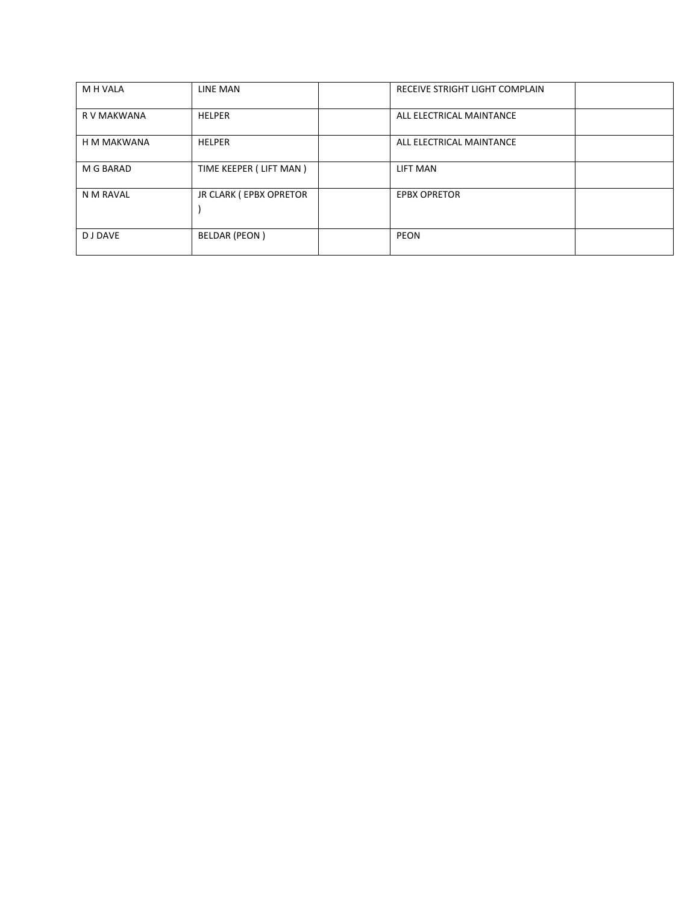| | | | | |
|---|---|---|---|---|
| M H VALA | LINE MAN | | RECEIVE STRIGHT LIGHT COMPLAIN | |
| R V MAKWANA | HELPER | | ALL ELECTRICAL MAINTANCE | |
| H M MAKWANA | HELPER | | ALL ELECTRICAL MAINTANCE | |
| M G BARAD | TIME KEEPER ( LIFT MAN ) | | LIFT MAN | |
| N M RAVAL | JR CLARK ( EPBX OPRETOR ) | | EPBX OPRETOR | |
| D J DAVE | BELDAR (PEON ) | | PEON | |